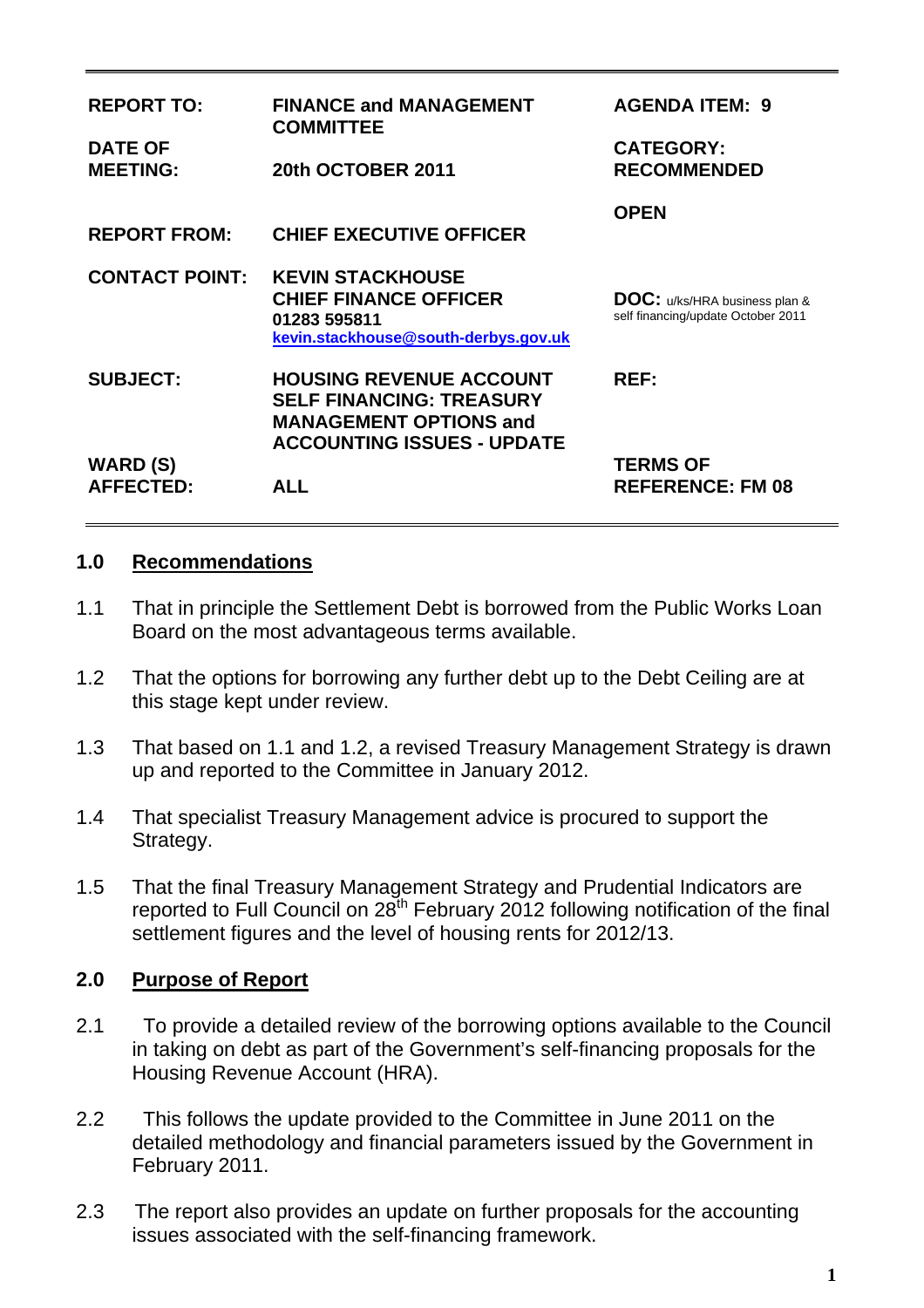| | | |
|---|---|---|
| **REPORT TO:** | **FINANCE and MANAGEMENT COMMITTEE** | **AGENDA ITEM: 9** |
| **DATE OF MEETING:** | **20th OCTOBER 2011** | **CATEGORY: RECOMMENDED** |
| | | **OPEN** |
| **REPORT FROM:** | **CHIEF EXECUTIVE OFFICER** | |
| **CONTACT POINT:** | **KEVIN STACKHOUSE**<br>**CHIEF FINANCE OFFICER**<br>**01283 595811**<br>**kevin.stackhouse@south-derbys.gov.uk** | **DOC:** u/ks/HRA business plan & self financing/update October 2011 |
| **SUBJECT:** | **HOUSING REVENUE ACCOUNT SELF FINANCING: TREASURY MANAGEMENT OPTIONS and ACCOUNTING ISSUES - UPDATE** | **REF:** |
| **WARD (S) AFFECTED:** | **ALL** | **TERMS OF REFERENCE: FM 08** |

## 1.0 Recommendations

1.1 That in principle the Settlement Debt is borrowed from the Public Works Loan Board on the most advantageous terms available.

1.2 That the options for borrowing any further debt up to the Debt Ceiling are at this stage kept under review.

1.3 That based on 1.1 and 1.2, a revised Treasury Management Strategy is drawn up and reported to the Committee in January 2012.

1.4 That specialist Treasury Management advice is procured to support the Strategy.

1.5 That the final Treasury Management Strategy and Prudential Indicators are reported to Full Council on 28th February 2012 following notification of the final settlement figures and the level of housing rents for 2012/13.

## 2.0 Purpose of Report

2.1 To provide a detailed review of the borrowing options available to the Council in taking on debt as part of the Government's self-financing proposals for the Housing Revenue Account (HRA).

2.2 This follows the update provided to the Committee in June 2011 on the detailed methodology and financial parameters issued by the Government in February 2011.

2.3 The report also provides an update on further proposals for the accounting issues associated with the self-financing framework.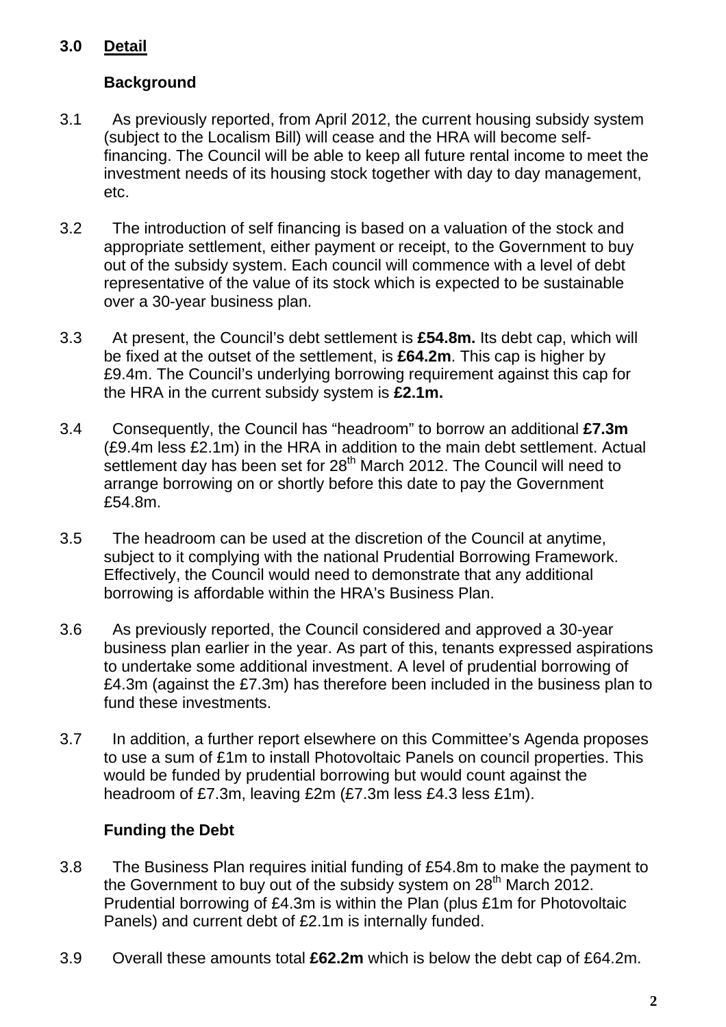## 3.0 Detail

### Background

3.1 As previously reported, from April 2012, the current housing subsidy system (subject to the Localism Bill) will cease and the HRA will become self-financing. The Council will be able to keep all future rental income to meet the investment needs of its housing stock together with day to day management, etc.

3.2 The introduction of self financing is based on a valuation of the stock and appropriate settlement, either payment or receipt, to the Government to buy out of the subsidy system. Each council will commence with a level of debt representative of the value of its stock which is expected to be sustainable over a 30-year business plan.

3.3 At present, the Council's debt settlement is **£54.8m.** Its debt cap, which will be fixed at the outset of the settlement, is **£64.2m**. This cap is higher by £9.4m. The Council's underlying borrowing requirement against this cap for the HRA in the current subsidy system is **£2.1m.**

3.4 Consequently, the Council has "headroom" to borrow an additional **£7.3m** (£9.4m less £2.1m) in the HRA in addition to the main debt settlement. Actual settlement day has been set for 28th March 2012. The Council will need to arrange borrowing on or shortly before this date to pay the Government £54.8m.

3.5 The headroom can be used at the discretion of the Council at anytime, subject to it complying with the national Prudential Borrowing Framework. Effectively, the Council would need to demonstrate that any additional borrowing is affordable within the HRA's Business Plan.

3.6 As previously reported, the Council considered and approved a 30-year business plan earlier in the year. As part of this, tenants expressed aspirations to undertake some additional investment. A level of prudential borrowing of £4.3m (against the £7.3m) has therefore been included in the business plan to fund these investments.

3.7 In addition, a further report elsewhere on this Committee's Agenda proposes to use a sum of £1m to install Photovoltaic Panels on council properties. This would be funded by prudential borrowing but would count against the headroom of £7.3m, leaving £2m (£7.3m less £4.3 less £1m).

### Funding the Debt

3.8 The Business Plan requires initial funding of £54.8m to make the payment to the Government to buy out of the subsidy system on 28th March 2012. Prudential borrowing of £4.3m is within the Plan (plus £1m for Photovoltaic Panels) and current debt of £2.1m is internally funded.

3.9 Overall these amounts total **£62.2m** which is below the debt cap of £64.2m.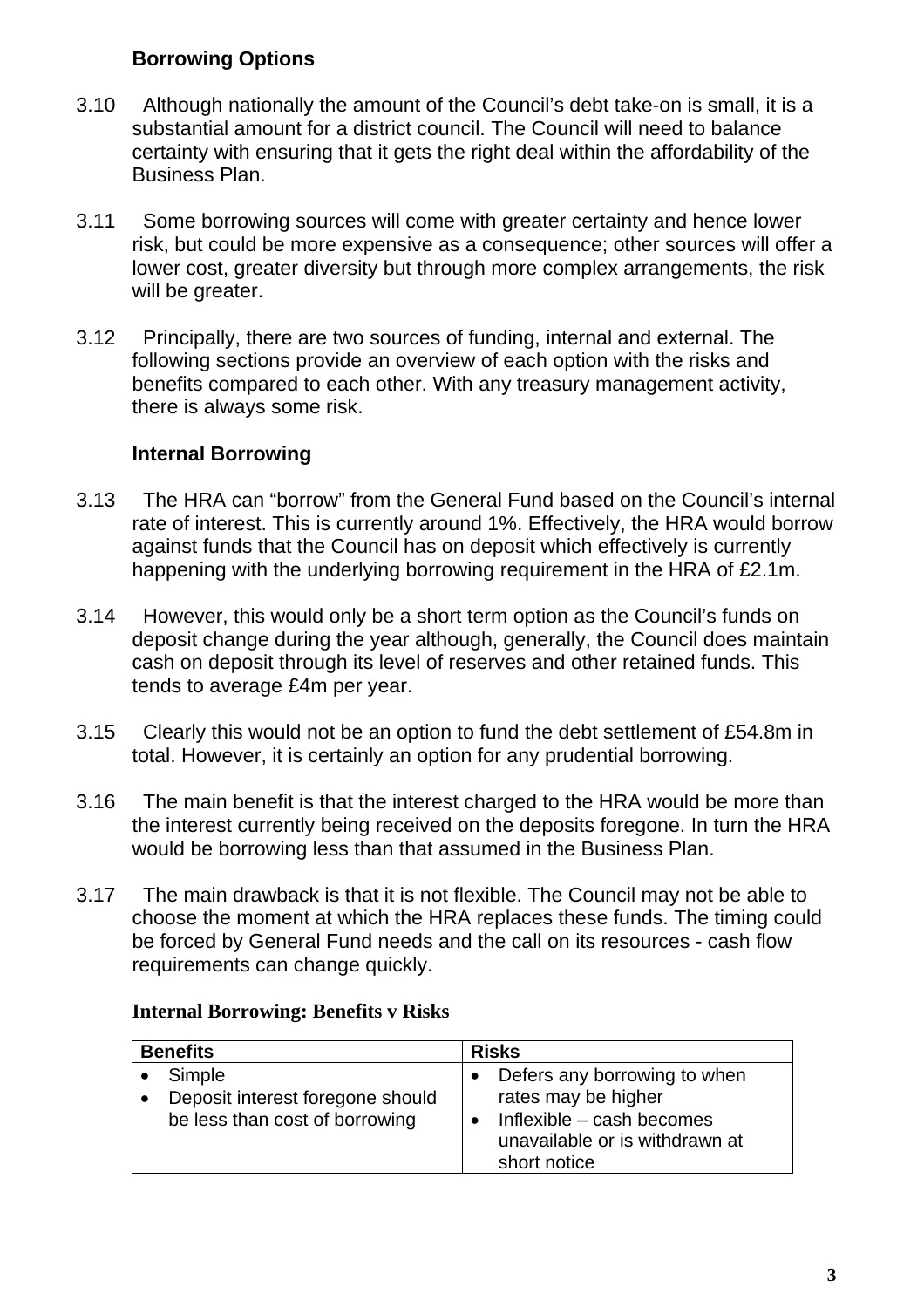### Borrowing Options

3.10 Although nationally the amount of the Council's debt take-on is small, it is a substantial amount for a district council. The Council will need to balance certainty with ensuring that it gets the right deal within the affordability of the Business Plan.

3.11 Some borrowing sources will come with greater certainty and hence lower risk, but could be more expensive as a consequence; other sources will offer a lower cost, greater diversity but through more complex arrangements, the risk will be greater.

3.12 Principally, there are two sources of funding, internal and external. The following sections provide an overview of each option with the risks and benefits compared to each other. With any treasury management activity, there is always some risk.

### Internal Borrowing

3.13 The HRA can "borrow" from the General Fund based on the Council's internal rate of interest. This is currently around 1%. Effectively, the HRA would borrow against funds that the Council has on deposit which effectively is currently happening with the underlying borrowing requirement in the HRA of £2.1m.

3.14 However, this would only be a short term option as the Council's funds on deposit change during the year although, generally, the Council does maintain cash on deposit through its level of reserves and other retained funds. This tends to average £4m per year.

3.15 Clearly this would not be an option to fund the debt settlement of £54.8m in total. However, it is certainly an option for any prudential borrowing.

3.16 The main benefit is that the interest charged to the HRA would be more than the interest currently being received on the deposits foregone. In turn the HRA would be borrowing less than that assumed in the Business Plan.

3.17 The main drawback is that it is not flexible. The Council may not be able to choose the moment at which the HRA replaces these funds. The timing could be forced by General Fund needs and the call on its resources - cash flow requirements can change quickly.

**Internal Borrowing: Benefits v Risks**

| Benefits | Risks |
|---|---|
| • Simple<br>• Deposit interest foregone should be less than cost of borrowing | • Defers any borrowing to when rates may be higher<br>• Inflexible – cash becomes unavailable or is withdrawn at short notice |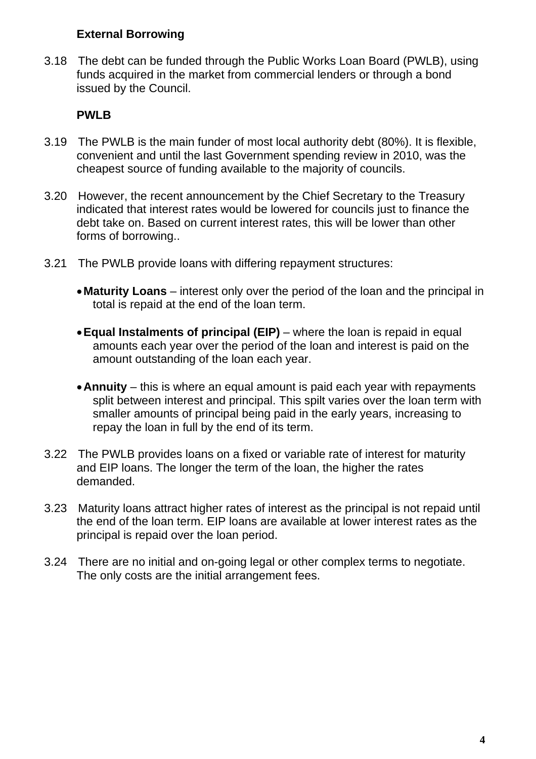**External Borrowing**

3.18 The debt can be funded through the Public Works Loan Board (PWLB), using funds acquired in the market from commercial lenders or through a bond issued by the Council.

**PWLB**

3.19 The PWLB is the main funder of most local authority debt (80%). It is flexible, convenient and until the last Government spending review in 2010, was the cheapest source of funding available to the majority of councils.

3.20 However, the recent announcement by the Chief Secretary to the Treasury indicated that interest rates would be lowered for councils just to finance the debt take on. Based on current interest rates, this will be lower than other forms of borrowing..

3.21 The PWLB provide loans with differing repayment structures:

- **Maturity Loans** – interest only over the period of the loan and the principal in total is repaid at the end of the loan term.
- **Equal Instalments of principal (EIP)** – where the loan is repaid in equal amounts each year over the period of the loan and interest is paid on the amount outstanding of the loan each year.
- **Annuity** – this is where an equal amount is paid each year with repayments split between interest and principal. This spilt varies over the loan term with smaller amounts of principal being paid in the early years, increasing to repay the loan in full by the end of its term.

3.22 The PWLB provides loans on a fixed or variable rate of interest for maturity and EIP loans. The longer the term of the loan, the higher the rates demanded.

3.23 Maturity loans attract higher rates of interest as the principal is not repaid until the end of the loan term. EIP loans are available at lower interest rates as the principal is repaid over the loan period.

3.24 There are no initial and on-going legal or other complex terms to negotiate. The only costs are the initial arrangement fees.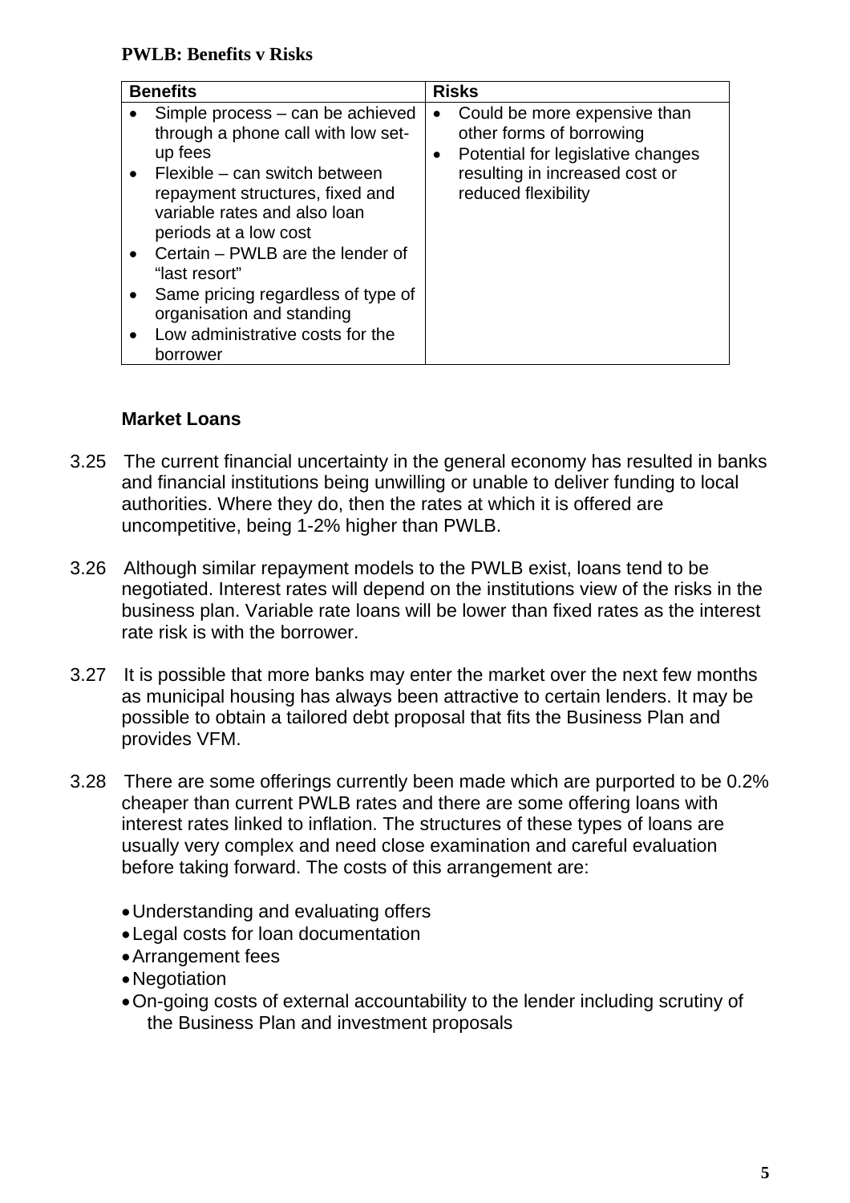**PWLB: Benefits v Risks**

| Benefits | Risks |
|---|---|
| • Simple process – can be achieved through a phone call with low set-up fees<br>• Flexible – can switch between repayment structures, fixed and variable rates and also loan periods at a low cost<br>• Certain – PWLB are the lender of "last resort"<br>• Same pricing regardless of type of organisation and standing<br>• Low administrative costs for the borrower | • Could be more expensive than other forms of borrowing<br>• Potential for legislative changes resulting in increased cost or reduced flexibility |

### Market Loans

3.25 The current financial uncertainty in the general economy has resulted in banks and financial institutions being unwilling or unable to deliver funding to local authorities. Where they do, then the rates at which it is offered are uncompetitive, being 1-2% higher than PWLB.

3.26 Although similar repayment models to the PWLB exist, loans tend to be negotiated. Interest rates will depend on the institutions view of the risks in the business plan. Variable rate loans will be lower than fixed rates as the interest rate risk is with the borrower.

3.27 It is possible that more banks may enter the market over the next few months as municipal housing has always been attractive to certain lenders. It may be possible to obtain a tailored debt proposal that fits the Business Plan and provides VFM.

3.28 There are some offerings currently been made which are purported to be 0.2% cheaper than current PWLB rates and there are some offering loans with interest rates linked to inflation. The structures of these types of loans are usually very complex and need close examination and careful evaluation before taking forward. The costs of this arrangement are:

- Understanding and evaluating offers
- Legal costs for loan documentation
- Arrangement fees
- Negotiation
- On-going costs of external accountability to the lender including scrutiny of the Business Plan and investment proposals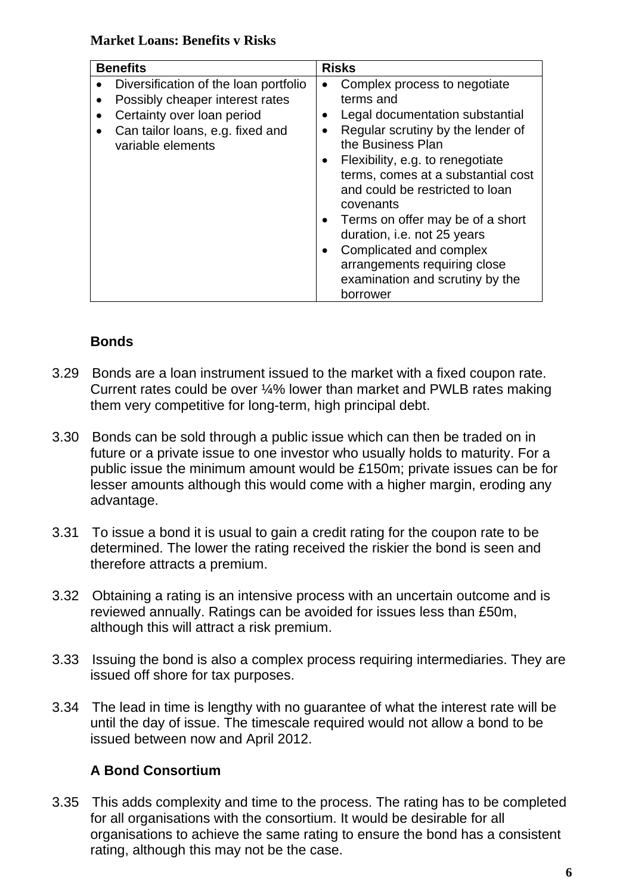**Market Loans: Benefits v Risks**

| Benefits | Risks |
| --- | --- |
| • Diversification of the loan portfolio<br>• Possibly cheaper interest rates<br>• Certainty over loan period<br>• Can tailor loans, e.g. fixed and variable elements | • Complex process to negotiate terms and<br>• Legal documentation substantial<br>• Regular scrutiny by the lender of the Business Plan<br>• Flexibility, e.g. to renegotiate terms, comes at a substantial cost and could be restricted to loan covenants<br>• Terms on offer may be of a short duration, i.e. not 25 years<br>• Complicated and complex arrangements requiring close examination and scrutiny by the borrower |

### Bonds

3.29 Bonds are a loan instrument issued to the market with a fixed coupon rate. Current rates could be over ¼% lower than market and PWLB rates making them very competitive for long-term, high principal debt.

3.30 Bonds can be sold through a public issue which can then be traded on in future or a private issue to one investor who usually holds to maturity. For a public issue the minimum amount would be £150m; private issues can be for lesser amounts although this would come with a higher margin, eroding any advantage.

3.31 To issue a bond it is usual to gain a credit rating for the coupon rate to be determined. The lower the rating received the riskier the bond is seen and therefore attracts a premium.

3.32 Obtaining a rating is an intensive process with an uncertain outcome and is reviewed annually. Ratings can be avoided for issues less than £50m, although this will attract a risk premium.

3.33 Issuing the bond is also a complex process requiring intermediaries. They are issued off shore for tax purposes.

3.34 The lead in time is lengthy with no guarantee of what the interest rate will be until the day of issue. The timescale required would not allow a bond to be issued between now and April 2012.

### A Bond Consortium

3.35 This adds complexity and time to the process. The rating has to be completed for all organisations with the consortium. It would be desirable for all organisations to achieve the same rating to ensure the bond has a consistent rating, although this may not be the case.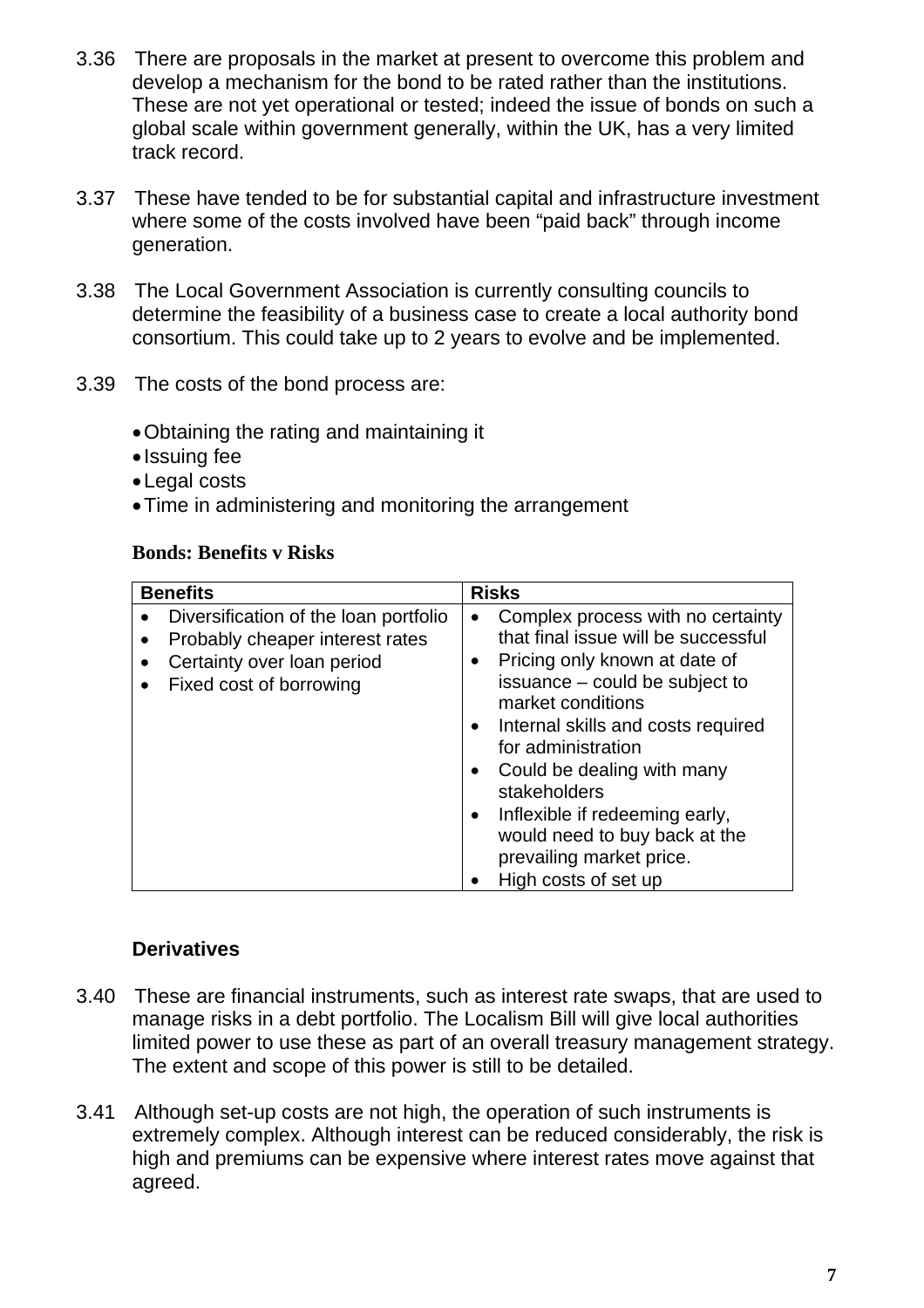3.36 There are proposals in the market at present to overcome this problem and develop a mechanism for the bond to be rated rather than the institutions. These are not yet operational or tested; indeed the issue of bonds on such a global scale within government generally, within the UK, has a very limited track record.

3.37 These have tended to be for substantial capital and infrastructure investment where some of the costs involved have been "paid back" through income generation.

3.38 The Local Government Association is currently consulting councils to determine the feasibility of a business case to create a local authority bond consortium. This could take up to 2 years to evolve and be implemented.

3.39 The costs of the bond process are:

- Obtaining the rating and maintaining it
- Issuing fee
- Legal costs
- Time in administering and monitoring the arrangement

**Bonds: Benefits v Risks**

| Benefits | Risks |
|---|---|
| • Diversification of the loan portfolio<br>• Probably cheaper interest rates<br>• Certainty over loan period<br>• Fixed cost of borrowing | • Complex process with no certainty that final issue will be successful<br>• Pricing only known at date of issuance – could be subject to market conditions<br>• Internal skills and costs required for administration<br>• Could be dealing with many stakeholders<br>• Inflexible if redeeming early, would need to buy back at the prevailing market price.<br>• High costs of set up |

### Derivatives

3.40 These are financial instruments, such as interest rate swaps, that are used to manage risks in a debt portfolio. The Localism Bill will give local authorities limited power to use these as part of an overall treasury management strategy. The extent and scope of this power is still to be detailed.

3.41 Although set-up costs are not high, the operation of such instruments is extremely complex. Although interest can be reduced considerably, the risk is high and premiums can be expensive where interest rates move against that agreed.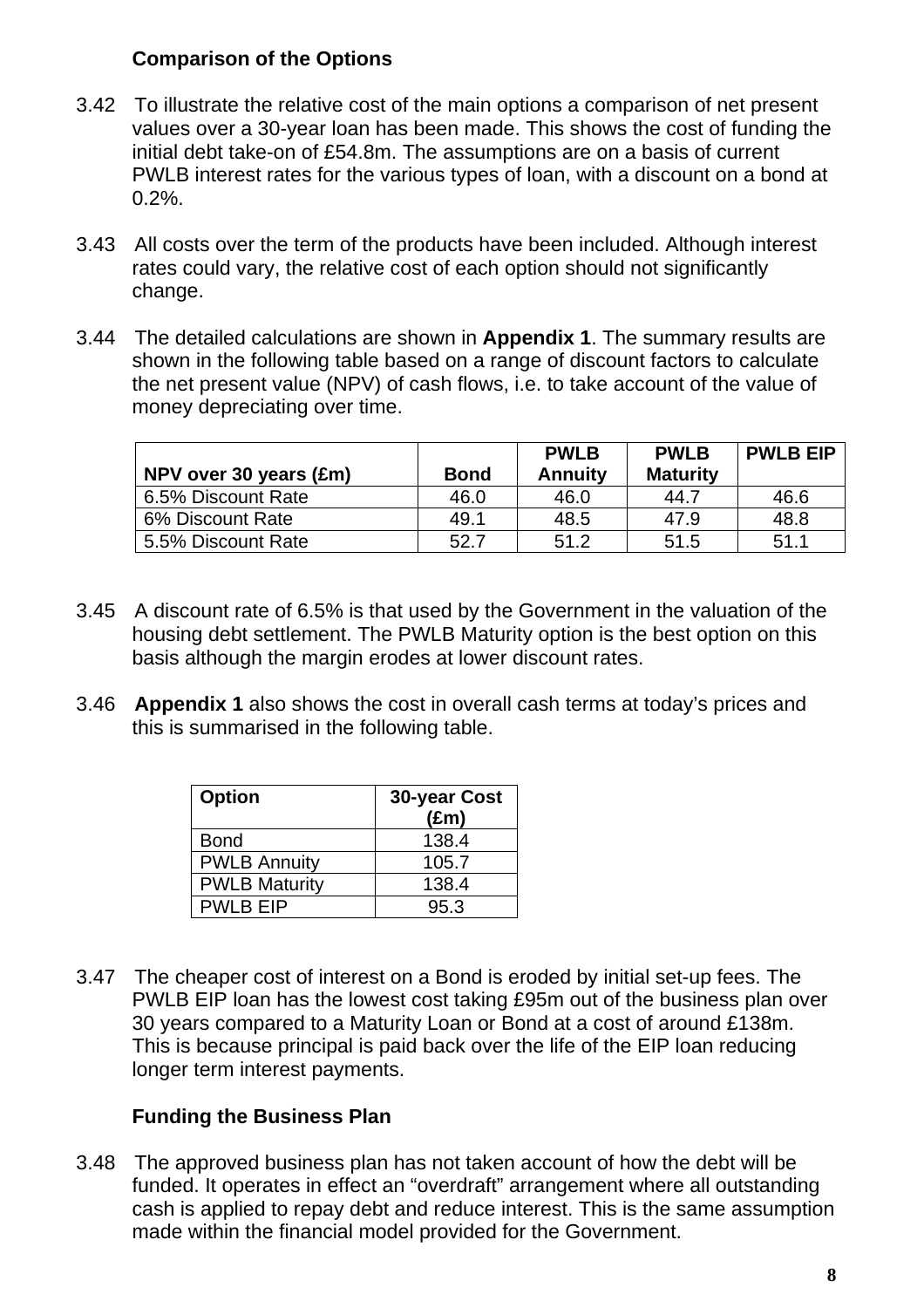### Comparison of the Options

3.42 To illustrate the relative cost of the main options a comparison of net present values over a 30-year loan has been made. This shows the cost of funding the initial debt take-on of £54.8m. The assumptions are on a basis of current PWLB interest rates for the various types of loan, with a discount on a bond at 0.2%.

3.43 All costs over the term of the products have been included. Although interest rates could vary, the relative cost of each option should not significantly change.

3.44 The detailed calculations are shown in **Appendix 1**. The summary results are shown in the following table based on a range of discount factors to calculate the net present value (NPV) of cash flows, i.e. to take account of the value of money depreciating over time.

| NPV over 30 years (£m) | Bond | PWLB Annuity | PWLB Maturity | PWLB EIP |
|---|---|---|---|---|
| 6.5% Discount Rate | 46.0 | 46.0 | 44.7 | 46.6 |
| 6% Discount Rate | 49.1 | 48.5 | 47.9 | 48.8 |
| 5.5% Discount Rate | 52.7 | 51.2 | 51.5 | 51.1 |

3.45 A discount rate of 6.5% is that used by the Government in the valuation of the housing debt settlement. The PWLB Maturity option is the best option on this basis although the margin erodes at lower discount rates.

3.46 **Appendix 1** also shows the cost in overall cash terms at today's prices and this is summarised in the following table.

| Option | 30-year Cost (£m) |
|---|---|
| Bond | 138.4 |
| PWLB Annuity | 105.7 |
| PWLB Maturity | 138.4 |
| PWLB EIP | 95.3 |

3.47 The cheaper cost of interest on a Bond is eroded by initial set-up fees. The PWLB EIP loan has the lowest cost taking £95m out of the business plan over 30 years compared to a Maturity Loan or Bond at a cost of around £138m. This is because principal is paid back over the life of the EIP loan reducing longer term interest payments.

### Funding the Business Plan

3.48 The approved business plan has not taken account of how the debt will be funded. It operates in effect an "overdraft" arrangement where all outstanding cash is applied to repay debt and reduce interest. This is the same assumption made within the financial model provided for the Government.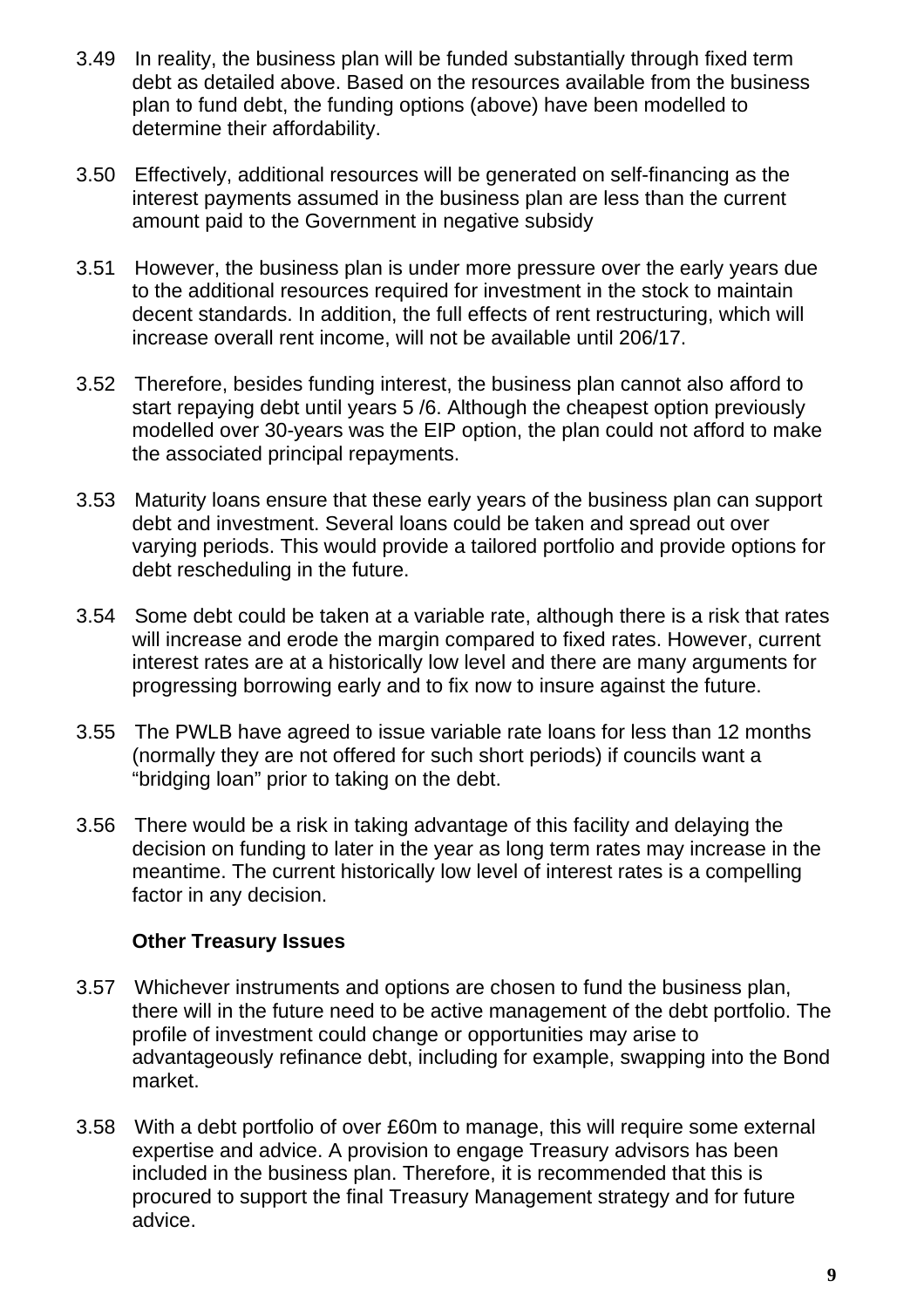3.49 In reality, the business plan will be funded substantially through fixed term debt as detailed above. Based on the resources available from the business plan to fund debt, the funding options (above) have been modelled to determine their affordability.

3.50 Effectively, additional resources will be generated on self-financing as the interest payments assumed in the business plan are less than the current amount paid to the Government in negative subsidy

3.51 However, the business plan is under more pressure over the early years due to the additional resources required for investment in the stock to maintain decent standards. In addition, the full effects of rent restructuring, which will increase overall rent income, will not be available until 206/17.

3.52 Therefore, besides funding interest, the business plan cannot also afford to start repaying debt until years 5 /6. Although the cheapest option previously modelled over 30-years was the EIP option, the plan could not afford to make the associated principal repayments.

3.53 Maturity loans ensure that these early years of the business plan can support debt and investment. Several loans could be taken and spread out over varying periods. This would provide a tailored portfolio and provide options for debt rescheduling in the future.

3.54 Some debt could be taken at a variable rate, although there is a risk that rates will increase and erode the margin compared to fixed rates. However, current interest rates are at a historically low level and there are many arguments for progressing borrowing early and to fix now to insure against the future.

3.55 The PWLB have agreed to issue variable rate loans for less than 12 months (normally they are not offered for such short periods) if councils want a "bridging loan" prior to taking on the debt.

3.56 There would be a risk in taking advantage of this facility and delaying the decision on funding to later in the year as long term rates may increase in the meantime. The current historically low level of interest rates is a compelling factor in any decision.

**Other Treasury Issues**

3.57 Whichever instruments and options are chosen to fund the business plan, there will in the future need to be active management of the debt portfolio. The profile of investment could change or opportunities may arise to advantageously refinance debt, including for example, swapping into the Bond market.

3.58 With a debt portfolio of over £60m to manage, this will require some external expertise and advice. A provision to engage Treasury advisors has been included in the business plan. Therefore, it is recommended that this is procured to support the final Treasury Management strategy and for future advice.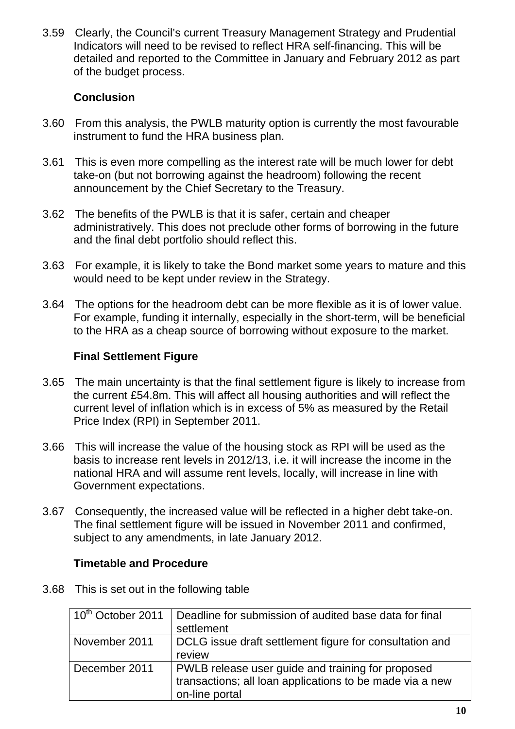3.59 Clearly, the Council's current Treasury Management Strategy and Prudential Indicators will need to be revised to reflect HRA self-financing. This will be detailed and reported to the Committee in January and February 2012 as part of the budget process.

**Conclusion**

3.60 From this analysis, the PWLB maturity option is currently the most favourable instrument to fund the HRA business plan.

3.61 This is even more compelling as the interest rate will be much lower for debt take-on (but not borrowing against the headroom) following the recent announcement by the Chief Secretary to the Treasury.

3.62 The benefits of the PWLB is that it is safer, certain and cheaper administratively. This does not preclude other forms of borrowing in the future and the final debt portfolio should reflect this.

3.63 For example, it is likely to take the Bond market some years to mature and this would need to be kept under review in the Strategy.

3.64 The options for the headroom debt can be more flexible as it is of lower value. For example, funding it internally, especially in the short-term, will be beneficial to the HRA as a cheap source of borrowing without exposure to the market.

**Final Settlement Figure**

3.65 The main uncertainty is that the final settlement figure is likely to increase from the current £54.8m. This will affect all housing authorities and will reflect the current level of inflation which is in excess of 5% as measured by the Retail Price Index (RPI) in September 2011.

3.66 This will increase the value of the housing stock as RPI will be used as the basis to increase rent levels in 2012/13, i.e. it will increase the income in the national HRA and will assume rent levels, locally, will increase in line with Government expectations.

3.67 Consequently, the increased value will be reflected in a higher debt take-on. The final settlement figure will be issued in November 2011 and confirmed, subject to any amendments, in late January 2012.

**Timetable and Procedure**

3.68 This is set out in the following table

| | |
|---|---|
| 10th October 2011 | Deadline for submission of audited base data for final settlement |
| November 2011 | DCLG issue draft settlement figure for consultation and review |
| December 2011 | PWLB release user guide and training for proposed transactions; all loan applications to be made via a new on-line portal |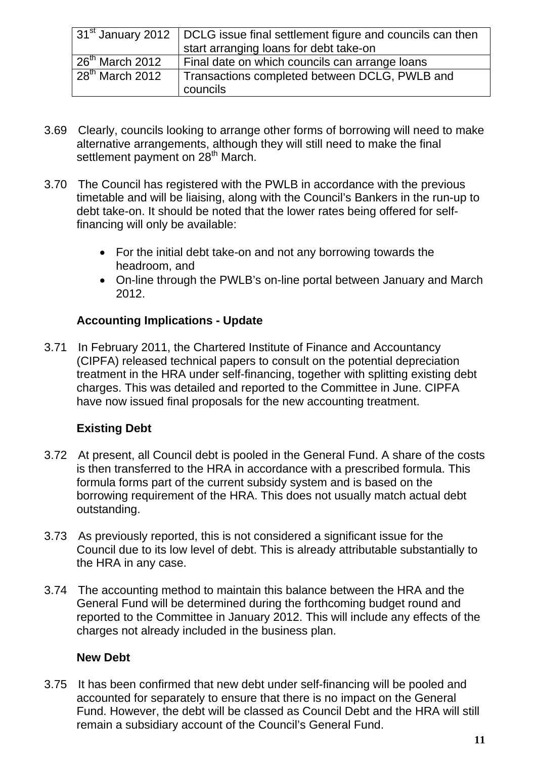| | |
|---|---|
| 31st January 2012 | DCLG issue final settlement figure and councils can then start arranging loans for debt take-on |
| 26th March 2012 | Final date on which councils can arrange loans |
| 28th March 2012 | Transactions completed between DCLG, PWLB and councils |

3.69 Clearly, councils looking to arrange other forms of borrowing will need to make alternative arrangements, although they will still need to make the final settlement payment on 28th March.

3.70 The Council has registered with the PWLB in accordance with the previous timetable and will be liaising, along with the Council's Bankers in the run-up to debt take-on. It should be noted that the lower rates being offered for self-financing will only be available:

- For the initial debt take-on and not any borrowing towards the headroom, and
- On-line through the PWLB's on-line portal between January and March 2012.

**Accounting Implications - Update**

3.71 In February 2011, the Chartered Institute of Finance and Accountancy (CIPFA) released technical papers to consult on the potential depreciation treatment in the HRA under self-financing, together with splitting existing debt charges. This was detailed and reported to the Committee in June. CIPFA have now issued final proposals for the new accounting treatment.

**Existing Debt**

3.72 At present, all Council debt is pooled in the General Fund. A share of the costs is then transferred to the HRA in accordance with a prescribed formula. This formula forms part of the current subsidy system and is based on the borrowing requirement of the HRA. This does not usually match actual debt outstanding.

3.73 As previously reported, this is not considered a significant issue for the Council due to its low level of debt. This is already attributable substantially to the HRA in any case.

3.74 The accounting method to maintain this balance between the HRA and the General Fund will be determined during the forthcoming budget round and reported to the Committee in January 2012. This will include any effects of the charges not already included in the business plan.

**New Debt**

3.75 It has been confirmed that new debt under self-financing will be pooled and accounted for separately to ensure that there is no impact on the General Fund. However, the debt will be classed as Council Debt and the HRA will still remain a subsidiary account of the Council's General Fund.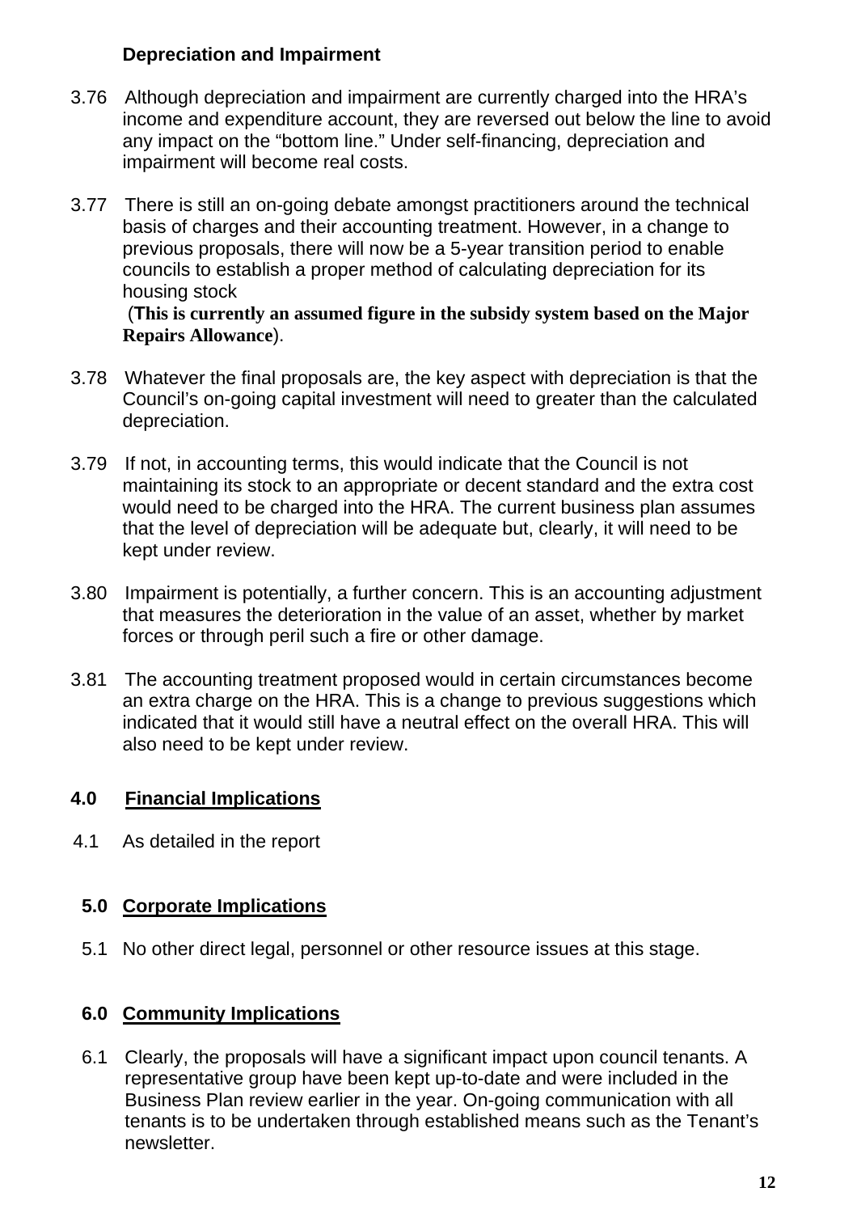**Depreciation and Impairment**

3.76 Although depreciation and impairment are currently charged into the HRA's income and expenditure account, they are reversed out below the line to avoid any impact on the "bottom line." Under self-financing, depreciation and impairment will become real costs.

3.77 There is still an on-going debate amongst practitioners around the technical basis of charges and their accounting treatment. However, in a change to previous proposals, there will now be a 5-year transition period to enable councils to establish a proper method of calculating depreciation for its housing stock (**This is currently an assumed figure in the subsidy system based on the Major Repairs Allowance**).

3.78 Whatever the final proposals are, the key aspect with depreciation is that the Council's on-going capital investment will need to greater than the calculated depreciation.

3.79 If not, in accounting terms, this would indicate that the Council is not maintaining its stock to an appropriate or decent standard and the extra cost would need to be charged into the HRA. The current business plan assumes that the level of depreciation will be adequate but, clearly, it will need to be kept under review.

3.80 Impairment is potentially, a further concern. This is an accounting adjustment that measures the deterioration in the value of an asset, whether by market forces or through peril such a fire or other damage.

3.81 The accounting treatment proposed would in certain circumstances become an extra charge on the HRA. This is a change to previous suggestions which indicated that it would still have a neutral effect on the overall HRA. This will also need to be kept under review.

## 4.0 Financial Implications

4.1 As detailed in the report

## 5.0 Corporate Implications

5.1 No other direct legal, personnel or other resource issues at this stage.

## 6.0 Community Implications

6.1 Clearly, the proposals will have a significant impact upon council tenants. A representative group have been kept up-to-date and were included in the Business Plan review earlier in the year. On-going communication with all tenants is to be undertaken through established means such as the Tenant's newsletter.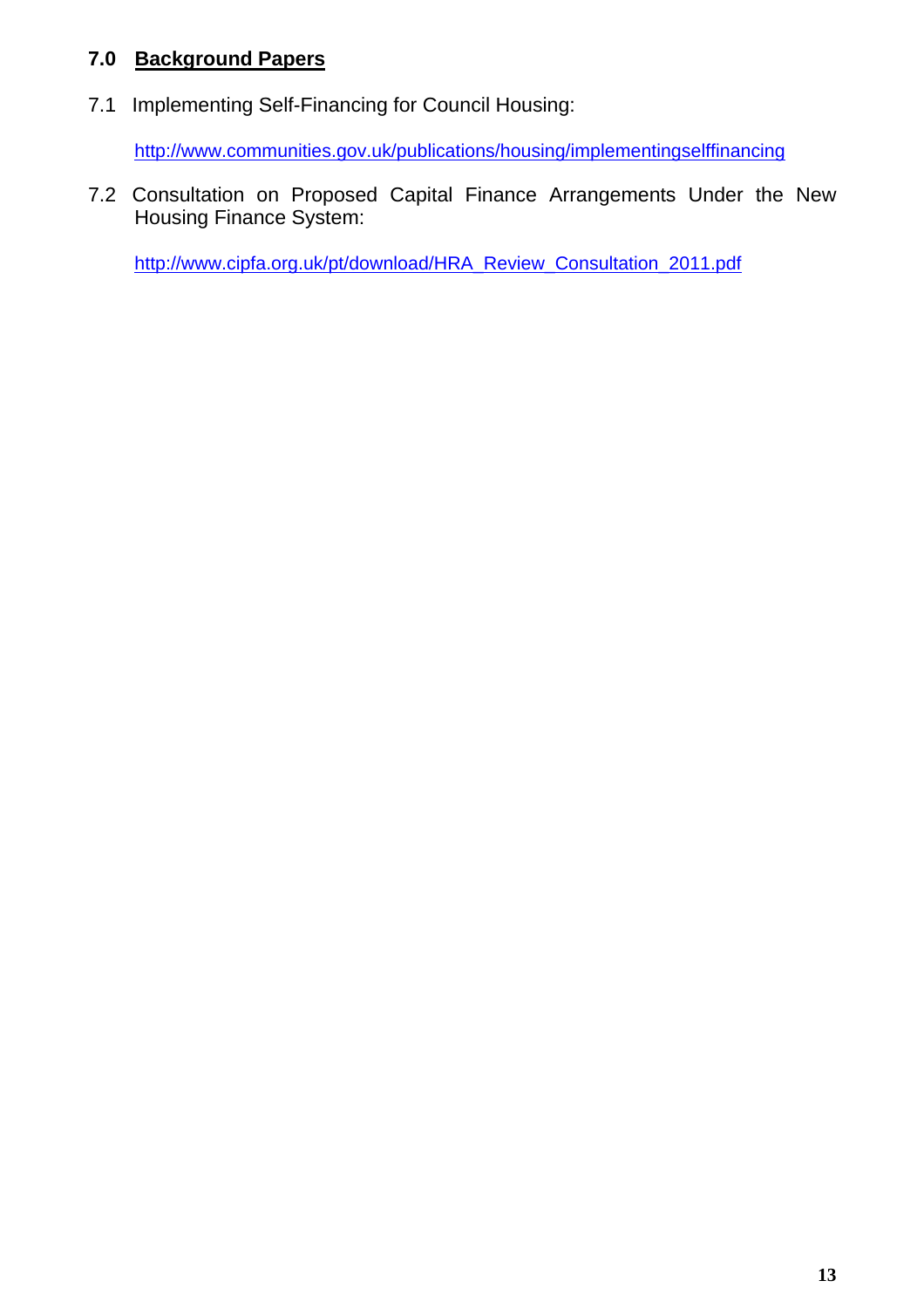## 7.0 Background Papers

7.1 Implementing Self-Financing for Council Housing:

http://www.communities.gov.uk/publications/housing/implementingselffinancing

7.2 Consultation on Proposed Capital Finance Arrangements Under the New Housing Finance System:

http://www.cipfa.org.uk/pt/download/HRA_Review_Consultation_2011.pdf